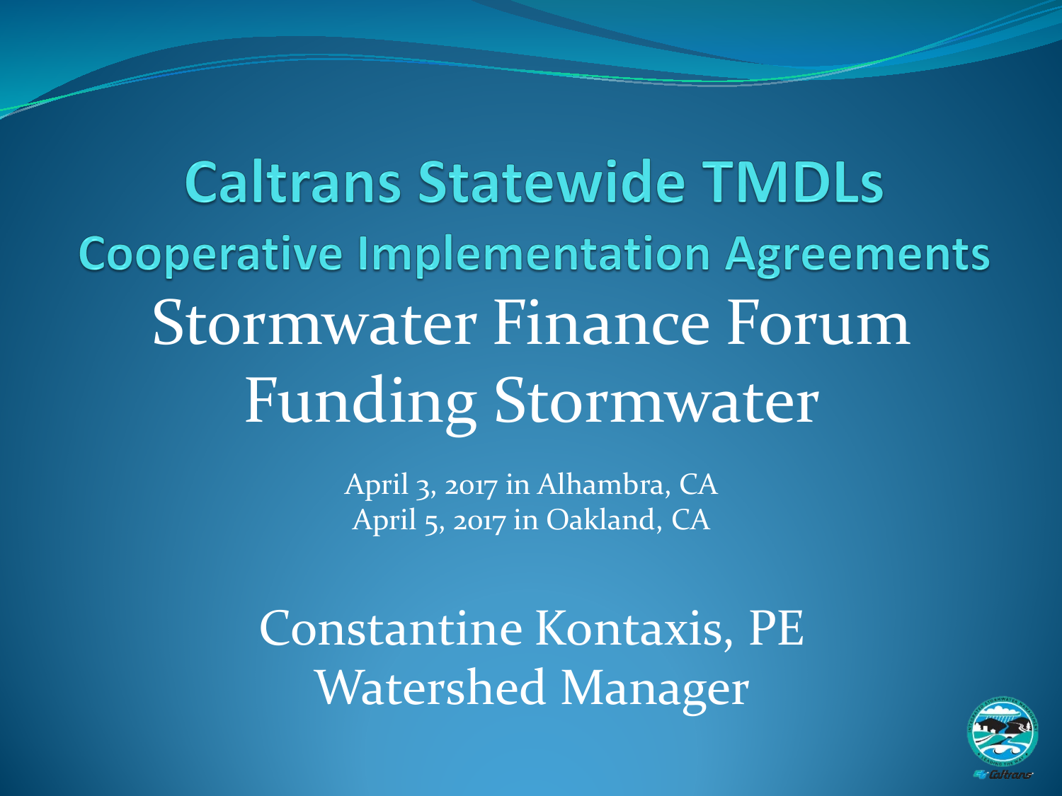# Caltrans Statewide TMDLs

## Cooperative Implementation Agreements

## Stormwater Finance Forum

## Funding Stormwater

April 3, 2017 in Alhambra, CA

April 5, 2017 in Oakland, CA

Constantine Kontaxis, PE

Watershed Manager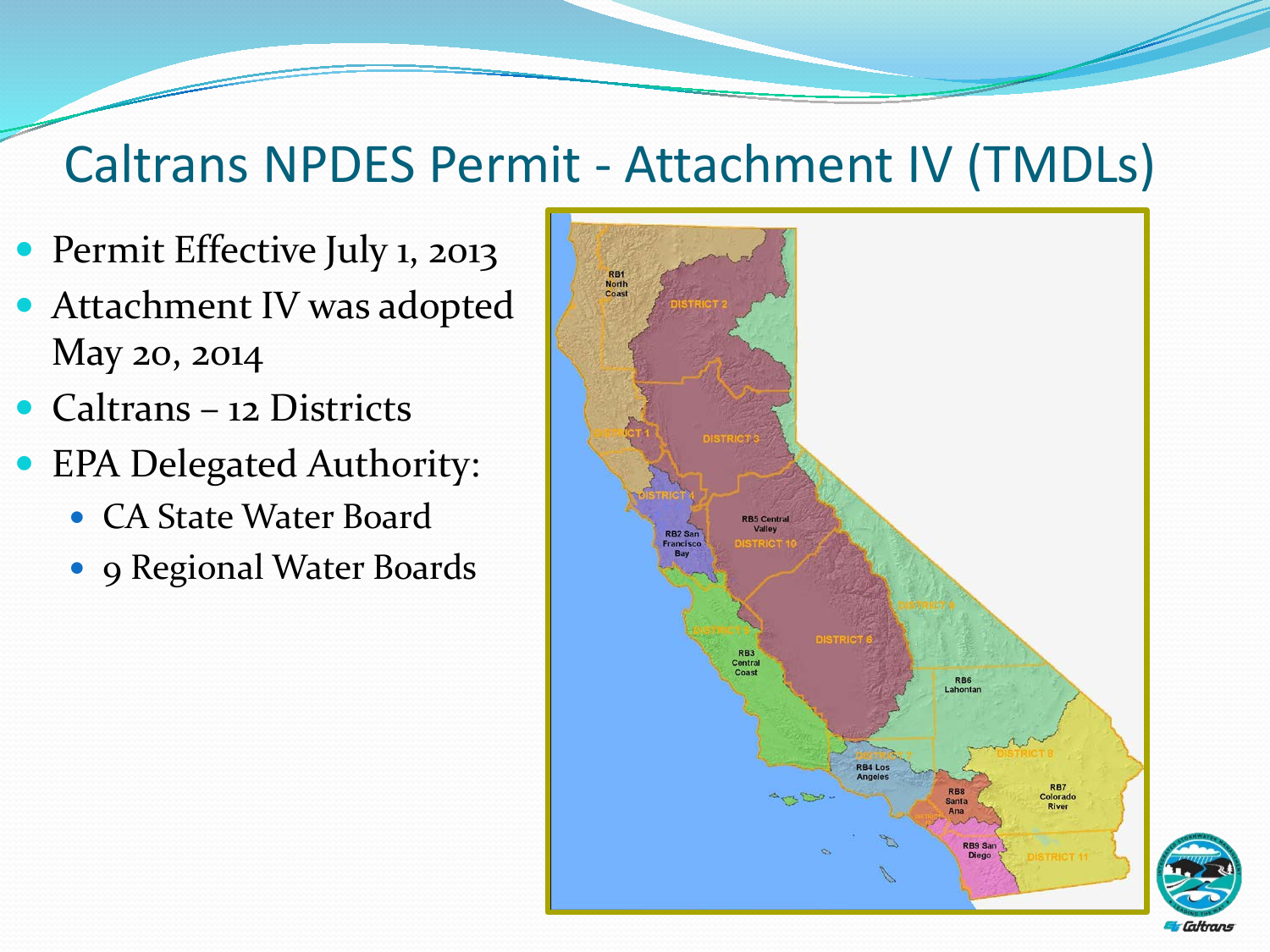# Caltrans NPDES Permit - Attachment IV (TMDLs)

- Permit Effective July 1, 2013
- Attachment IV was adopted May 20, 2014
- Caltrans – 12 Districts
- EPA Delegated Authority:
  - CA State Water Board
  - 9 Regional Water Boards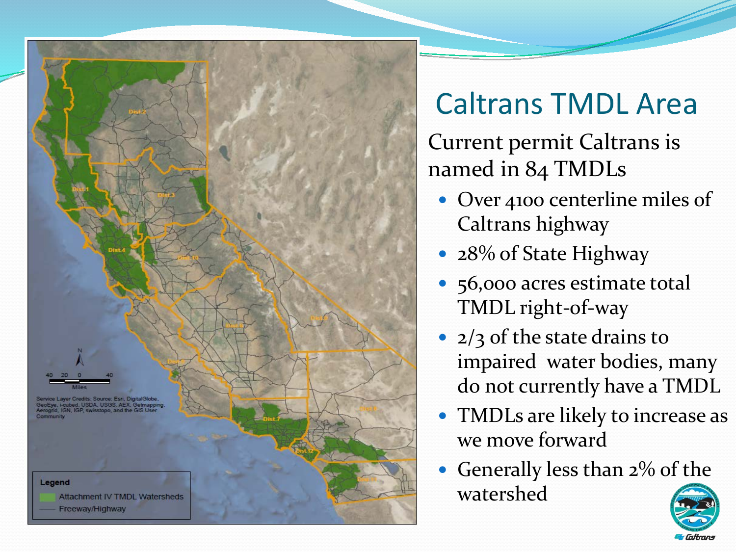# Caltrans TMDL Area

Current permit Caltrans is named in 84 TMDLs

- Over 4100 centerline miles of Caltrans highway
- 28% of State Highway
- 56,000 acres estimate total TMDL right-of-way
- 2/3 of the state drains to impaired water bodies, many do not currently have a TMDL
- TMDLs are likely to increase as we move forward
- Generally less than 2% of the watershed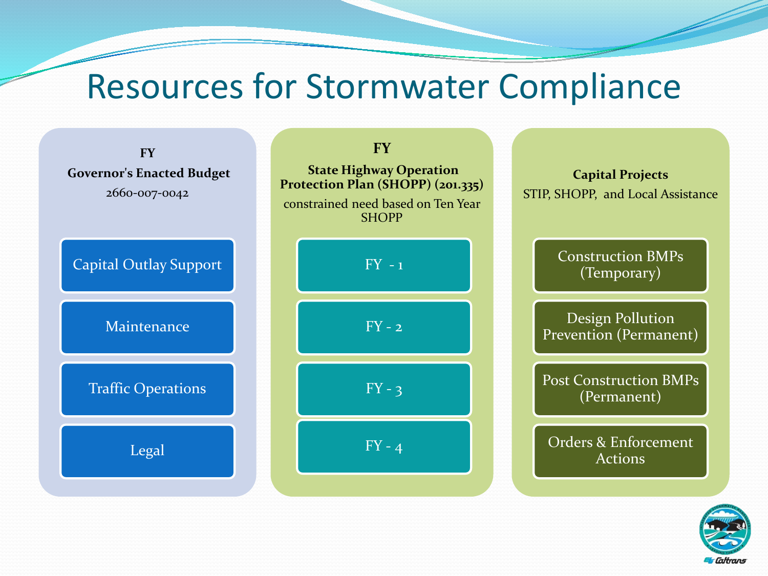# Resources for Stormwater Compliance

**FY**
**Governor's Enacted Budget**
2660-007-0042

- Capital Outlay Support
- Maintenance
- Traffic Operations
- Legal

**FY**
**State Highway Operation Protection Plan (SHOPP) (201.335)**
constrained need based on Ten Year SHOPP

- FY - 1
- FY - 2
- FY - 3
- FY - 4

**Capital Projects**
STIP, SHOPP, and Local Assistance

- Construction BMPs (Temporary)
- Design Pollution Prevention (Permanent)
- Post Construction BMPs (Permanent)
- Orders & Enforcement Actions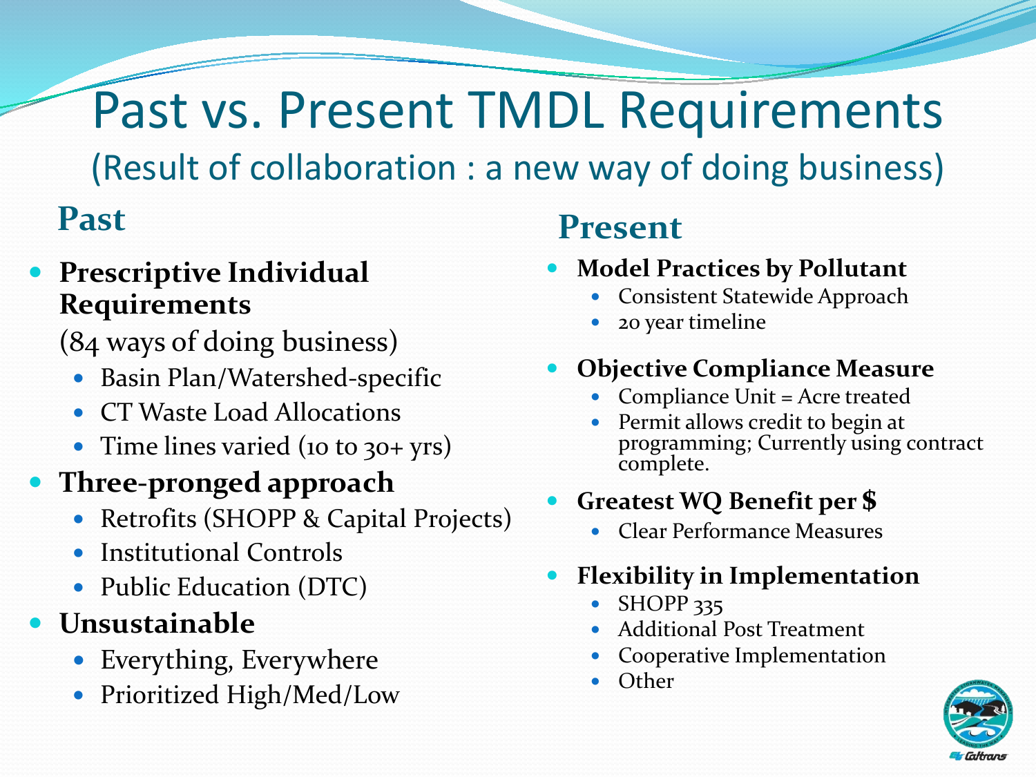# Past vs. Present TMDL Requirements

## (Result of collaboration : a new way of doing business)

### Past

- **Prescriptive Individual Requirements**

  (84 ways of doing business)
  - Basin Plan/Watershed-specific
  - CT Waste Load Allocations
  - Time lines varied (10 to 30+ yrs)
- **Three-pronged approach**
  - Retrofits (SHOPP & Capital Projects)
  - Institutional Controls
  - Public Education (DTC)
- **Unsustainable**
  - Everything, Everywhere
  - Prioritized High/Med/Low

### Present

- **Model Practices by Pollutant**
  - Consistent Statewide Approach
  - 20 year timeline
- **Objective Compliance Measure**
  - Compliance Unit = Acre treated
  - Permit allows credit to begin at programming; Currently using contract complete.
- **Greatest WQ Benefit per $**
  - Clear Performance Measures
- **Flexibility in Implementation**
  - SHOPP 335
  - Additional Post Treatment
  - Cooperative Implementation
  - Other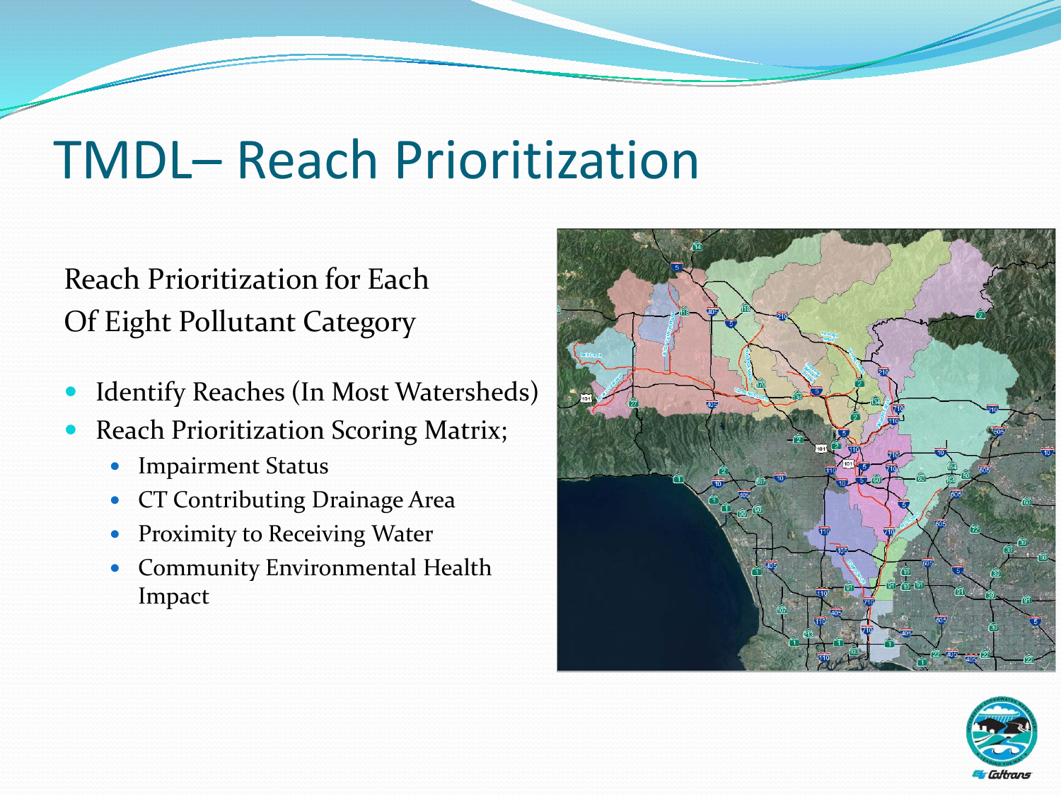# TMDL– Reach Prioritization

Reach Prioritization for Each Of Eight Pollutant Category

- Identify Reaches (In Most Watersheds)
- Reach Prioritization Scoring Matrix;
  - Impairment Status
  - CT Contributing Drainage Area
  - Proximity to Receiving Water
  - Community Environmental Health Impact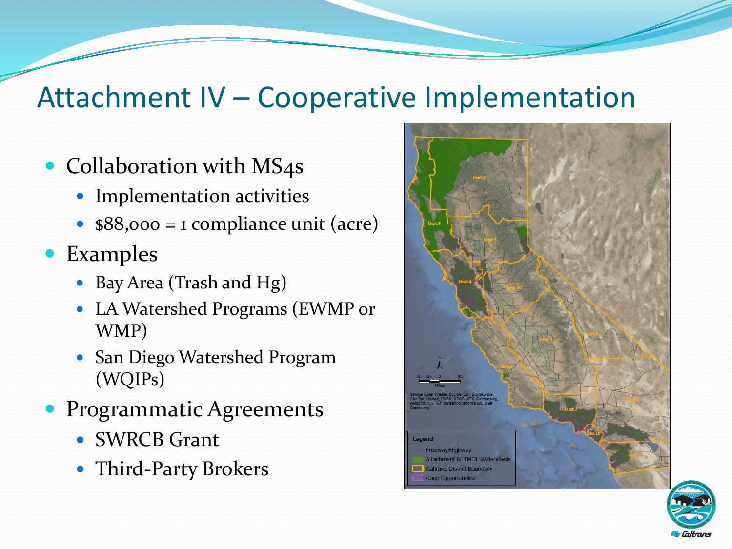# Attachment IV – Cooperative Implementation

- Collaboration with MS4s
  - Implementation activities
  - $88,000 = 1 compliance unit (acre)
- Examples
  - Bay Area (Trash and Hg)
  - LA Watershed Programs (EWMP or WMP)
  - San Diego Watershed Program (WQIPs)
- Programmatic Agreements
  - SWRCB Grant
  - Third-Party Brokers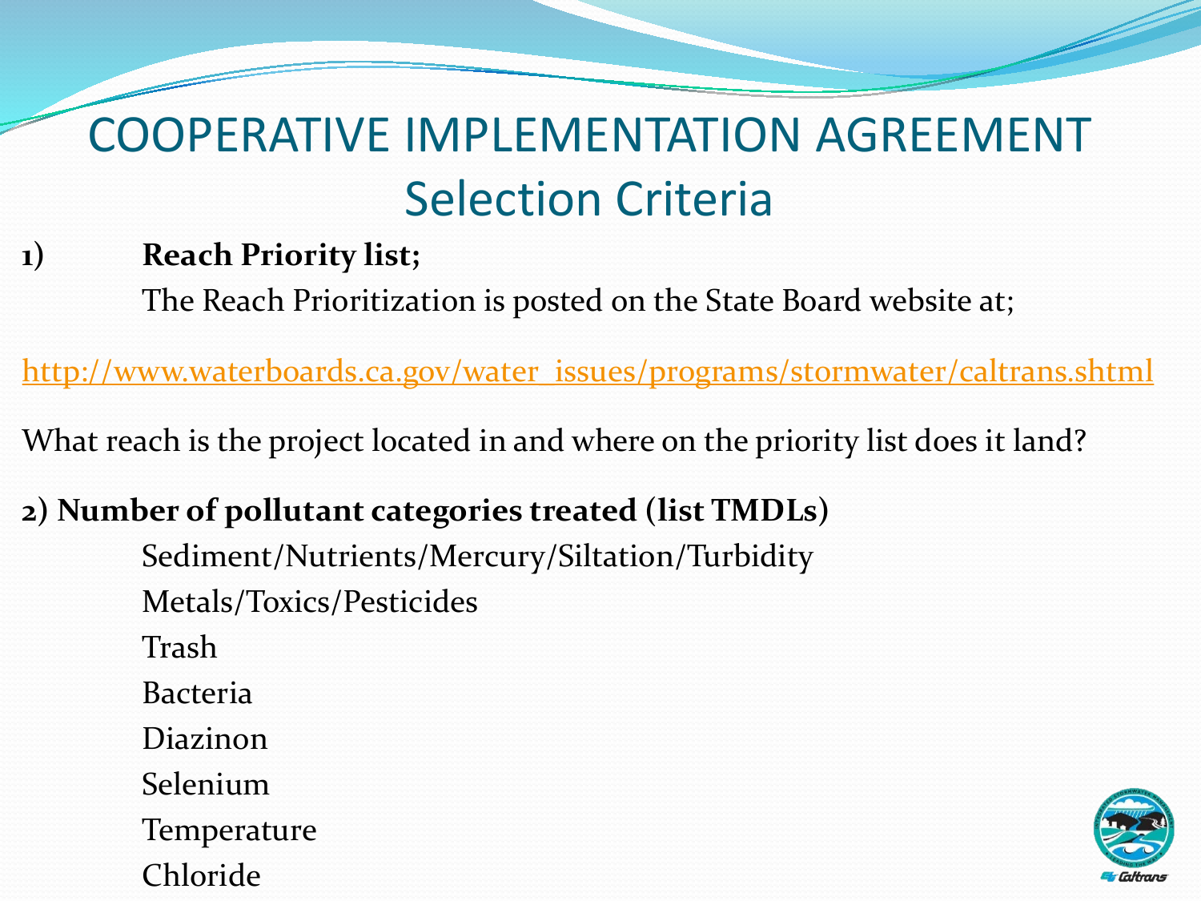# COOPERATIVE IMPLEMENTATION AGREEMENT
## Selection Criteria

1) **Reach Priority list;**

The Reach Prioritization is posted on the State Board website at;

http://www.waterboards.ca.gov/water_issues/programs/stormwater/caltrans.shtml

What reach is the project located in and where on the priority list does it land?

2) **Number of pollutant categories treated (list TMDLs)**

Sediment/Nutrients/Mercury/Siltation/Turbidity
Metals/Toxics/Pesticides
Trash
Bacteria
Diazinon
Selenium
Temperature
Chloride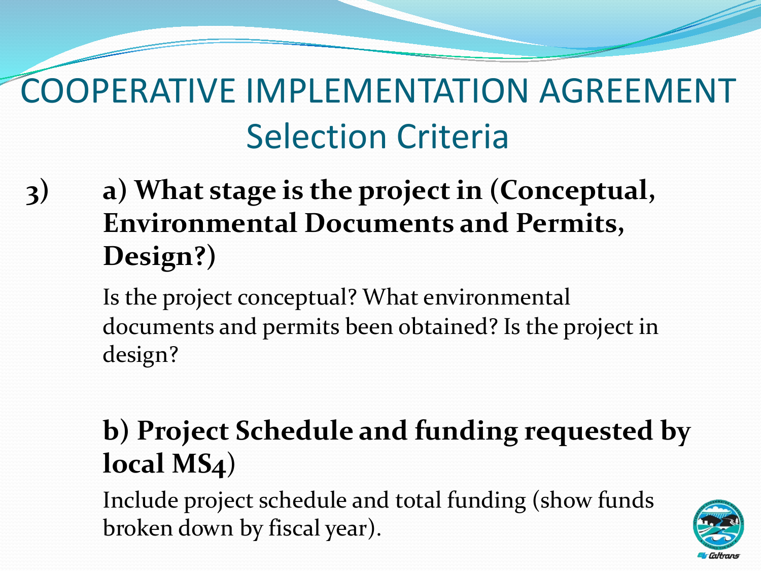# COOPERATIVE IMPLEMENTATION AGREEMENT

## Selection Criteria

3) **a) What stage is the project in (Conceptual, Environmental Documents and Permits, Design?)**

Is the project conceptual? What environmental documents and permits been obtained? Is the project in design?

**b) Project Schedule and funding requested by local MS4)**

Include project schedule and total funding (show funds broken down by fiscal year).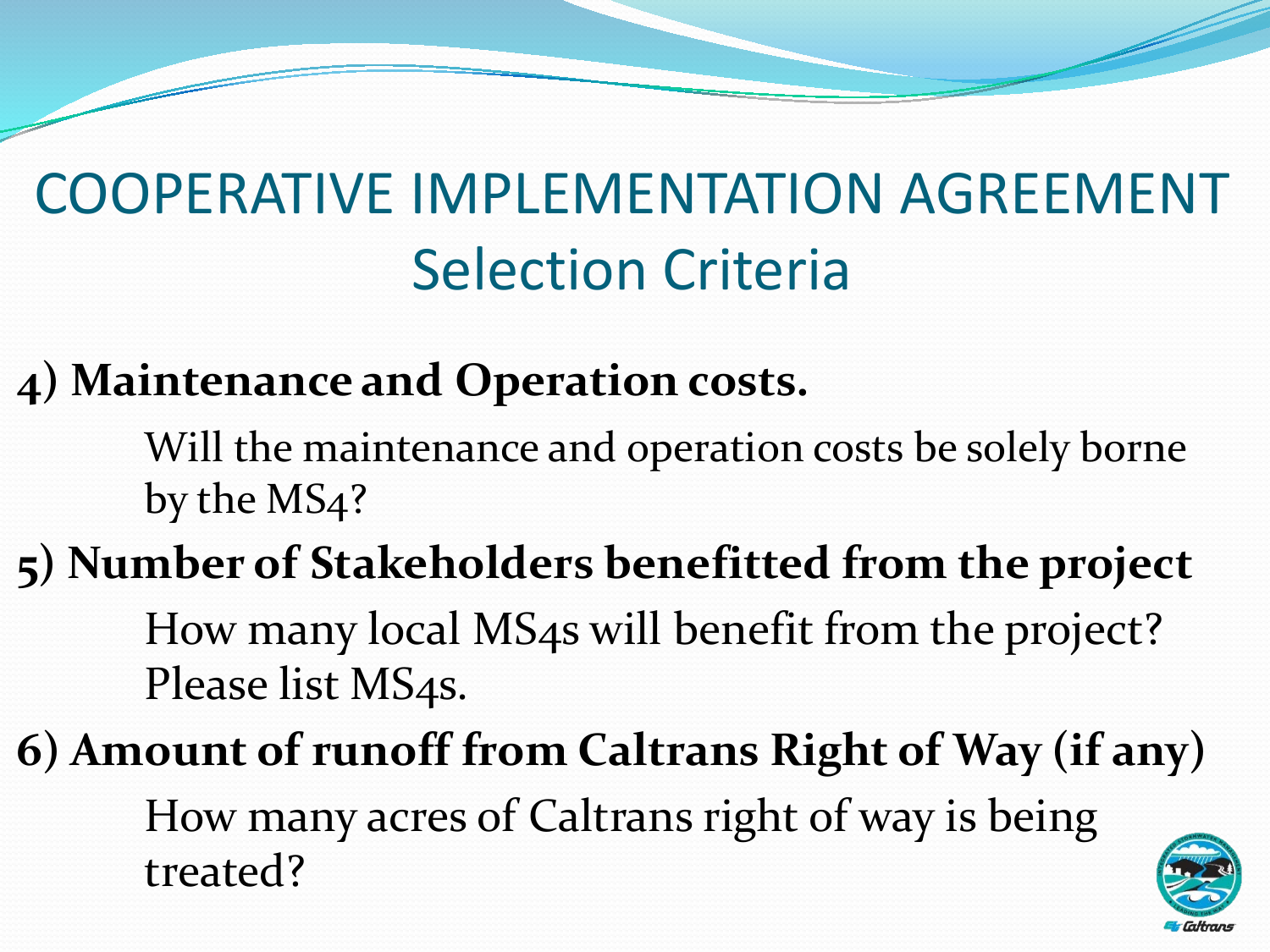# COOPERATIVE IMPLEMENTATION AGREEMENT

## Selection Criteria

**4) Maintenance and Operation costs.**

Will the maintenance and operation costs be solely borne by the MS4?

**5) Number of Stakeholders benefitted from the project**

How many local MS4s will benefit from the project? Please list MS4s.

**6) Amount of runoff from Caltrans Right of Way (if any)**

How many acres of Caltrans right of way is being treated?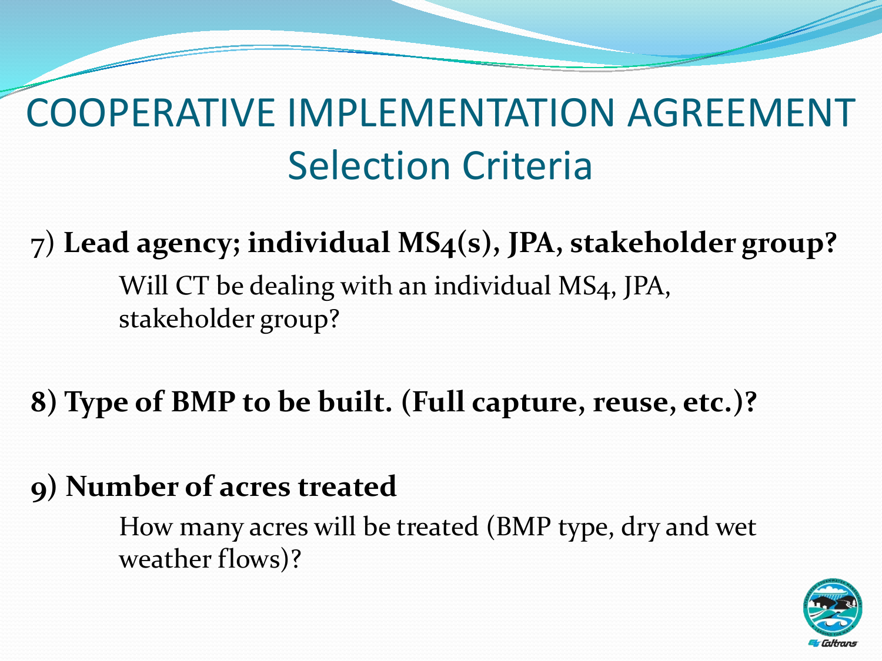# COOPERATIVE IMPLEMENTATION AGREEMENT
## Selection Criteria

7) **Lead agency; individual MS4(s), JPA, stakeholder group?**

Will CT be dealing with an individual MS4, JPA, stakeholder group?

**8) Type of BMP to be built. (Full capture, reuse, etc.)?**

**9) Number of acres treated**

How many acres will be treated (BMP type, dry and wet weather flows)?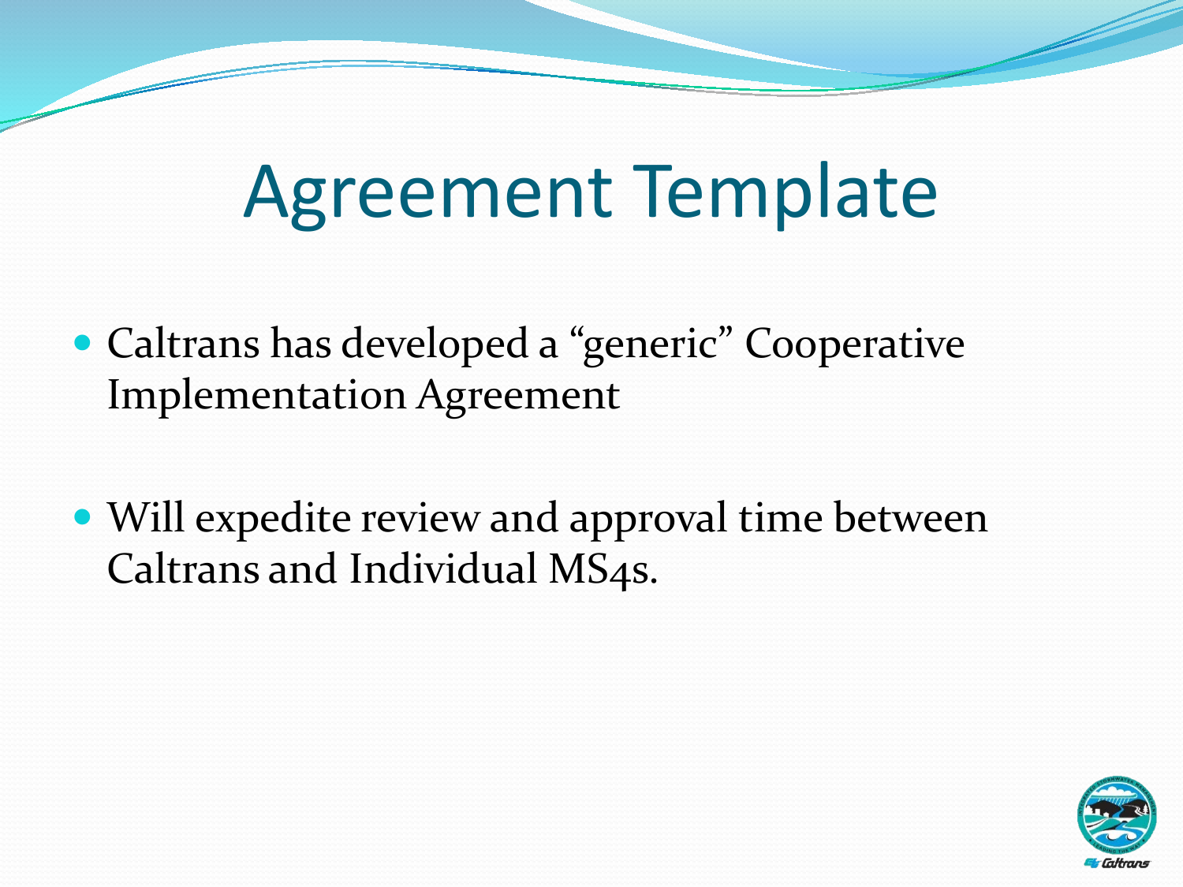# Agreement Template

- Caltrans has developed a “generic” Cooperative Implementation Agreement

- Will expedite review and approval time between Caltrans and Individual MS4s.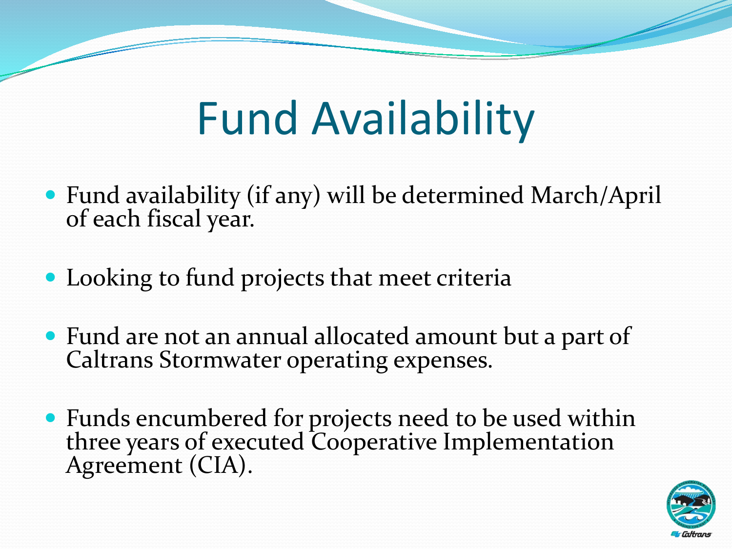# Fund Availability

- Fund availability (if any) will be determined March/April of each fiscal year.
- Looking to fund projects that meet criteria
- Fund are not an annual allocated amount but a part of Caltrans Stormwater operating expenses.
- Funds encumbered for projects need to be used within three years of executed Cooperative Implementation Agreement (CIA).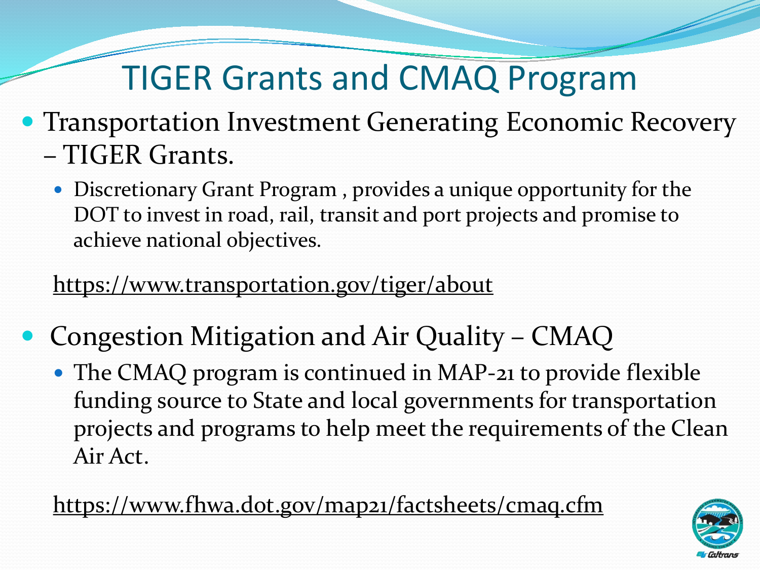# TIGER Grants and CMAQ Program

- Transportation Investment Generating Economic Recovery – TIGER Grants.
  - Discretionary Grant Program , provides a unique opportunity for the DOT to invest in road, rail, transit and port projects and promise to achieve national objectives.

https://www.transportation.gov/tiger/about

- Congestion Mitigation and Air Quality – CMAQ
  - The CMAQ program is continued in MAP-21 to provide flexible funding source to State and local governments for transportation projects and programs to help meet the requirements of the Clean Air Act.

https://www.fhwa.dot.gov/map21/factsheets/cmaq.cfm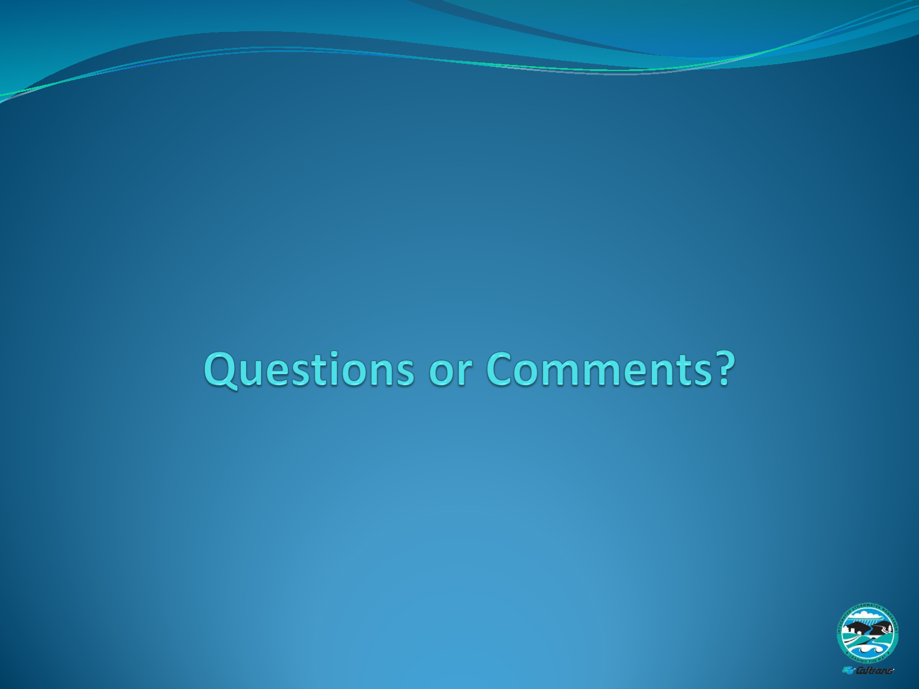# Questions or Comments?